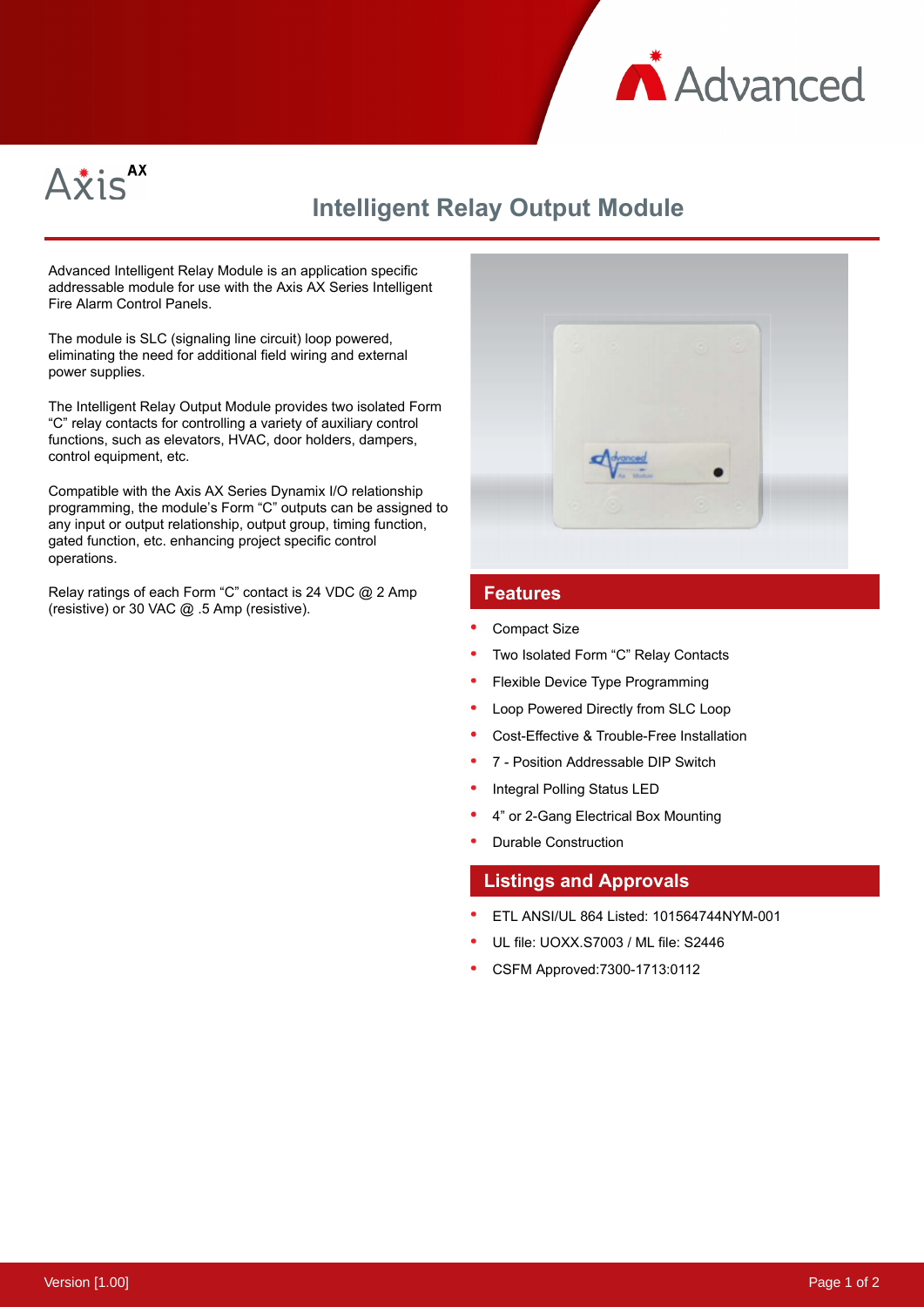Advanced

Axis AX

# Intelligent Relay Output Module

Advanced Intelligent Relay Module is an application specific addressable module for use with the Axis AX Series Intelligent Fire Alarm Control Panels.

The module is SLC (signaling line circuit) loop powered, eliminating the need for additional field wiring and external power supplies.

The Intelligent Relay Output Module provides two isolated Form “C” relay contacts for controlling a variety of auxiliary control functions, such as elevators, HVAC, door holders, dampers, control equipment, etc.

Compatible with the Axis AX Series Dynamix I/O relationship programming, the module’s Form “C” outputs can be assigned to any input or output relationship, output group, timing function, gated function, etc. enhancing project specific control operations.

Relay ratings of each Form “C” contact is 24 VDC @ 2 Amp (resistive) or 30 VAC @ .5 Amp (resistive).

## Features

- Compact Size
- Two Isolated Form “C” Relay Contacts
- Flexible Device Type Programming
- Loop Powered Directly from SLC Loop
- Cost-Effective & Trouble-Free Installation
- 7 - Position Addressable DIP Switch
- Integral Polling Status LED
- 4” or 2-Gang Electrical Box Mounting
- Durable Construction

## Listings and Approvals

- ETL ANSI/UL 864 Listed: 101564744NYM-001
- UL file: UOXX.S7003 / ML file: S2446
- CSFM Approved:7300-1713:0112

Version [1.00]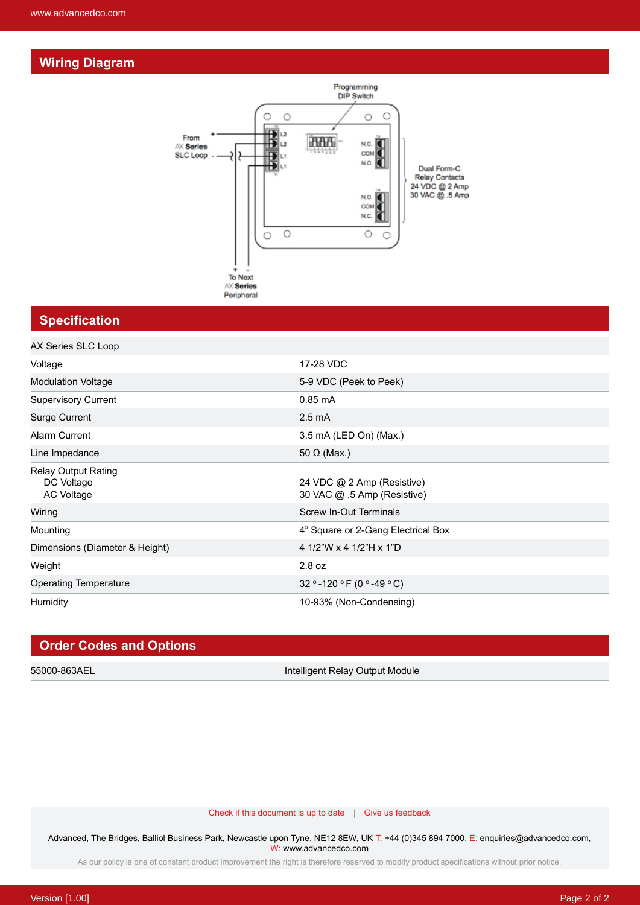## Wiring Diagram

Programming DIP Switch

From AX Series SLC Loop

L2
L2
L1
L1

N.C.
COM
N.O.

N.O.
COM
N.C.

Dual Form-C Relay Contacts 24 VDC @ 2 Amp 30 VAC @ .5 Amp

To Next AX Series Peripheral

## Specification

| | |
|---|---|
| AX Series SLC Loop | |
| Voltage | 17-28 VDC |
| Modulation Voltage | 5-9 VDC (Peek to Peek) |
| Supervisory Current | 0.85 mA |
| Surge Current | 2.5 mA |
| Alarm Current | 3.5 mA (LED On) (Max.) |
| Line Impedance | 50 Ω (Max.) |
| Relay Output Rating<br>DC Voltage<br>AC Voltage | <br>24 VDC @ 2 Amp (Resistive)<br>30 VAC @ .5 Amp (Resistive) |
| Wiring | Screw In-Out Terminals |
| Mounting | 4" Square or 2-Gang Electrical Box |
| Dimensions (Diameter & Height) | 4 1/2"W x 4 1/2"H x 1"D |
| Weight | 2.8 oz |
| Operating Temperature | 32 °-120 °F (0 °-49 °C) |
| Humidity | 10-93% (Non-Condensing) |

## Order Codes and Options

| | |
|---|---|
| 55000-863AEL | Intelligent Relay Output Module |

Check if this document is up to date | Give us feedback

Advanced, The Bridges, Balliol Business Park, Newcastle upon Tyne, NE12 8EW, UK T: +44 (0)345 894 7000, E: enquiries@advancedco.com, W: www.advancedco.com

As our policy is one of constant product improvement the right is therefore reserved to modify product specifications without prior notice.

Version [1.00]